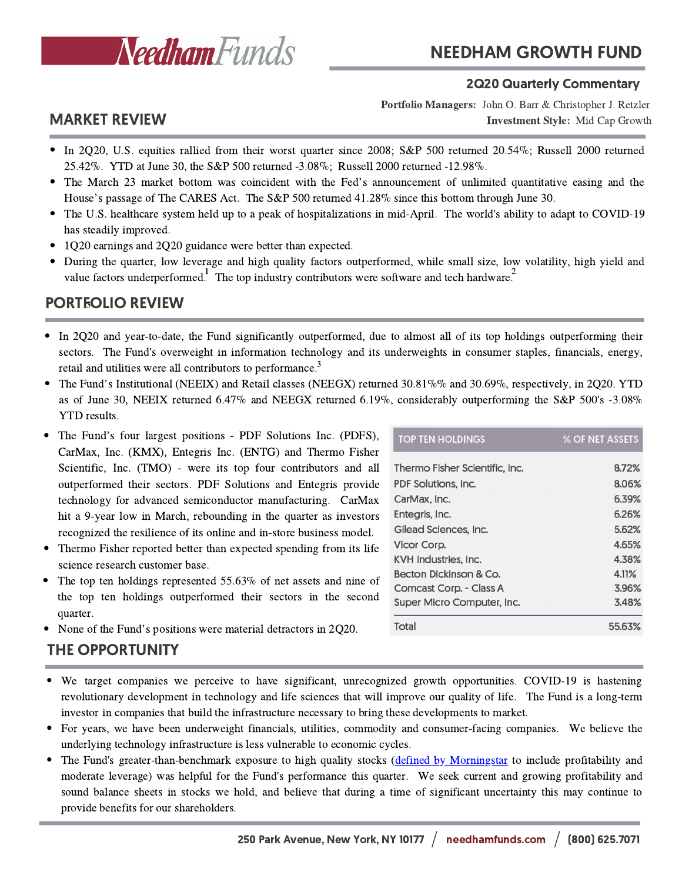# NEEDHAM GROWTH FUND

## 2Q20 Quarterly Commentary

**Portfolio Managers:** John O. Barr & Christopher J. Retzler
**Investment Style:** Mid Cap Growth

## MARKET REVIEW

- In 2Q20, U.S. equities rallied from their worst quarter since 2008; S&P 500 returned 20.54%; Russell 2000 returned 25.42%. YTD at June 30, the S&P 500 returned -3.08%; Russell 2000 returned -12.98%.
- The March 23 market bottom was coincident with the Fed's announcement of unlimited quantitative easing and the House's passage of The CARES Act. The S&P 500 returned 41.28% since this bottom through June 30.
- The U.S. healthcare system held up to a peak of hospitalizations in mid-April. The world's ability to adapt to COVID-19 has steadily improved.
- 1Q20 earnings and 2Q20 guidance were better than expected.
- During the quarter, low leverage and high quality factors outperformed, while small size, low volatility, high yield and value factors underperformed.[1] The top industry contributors were software and tech hardware.[2]

## PORTFOLIO REVIEW

- In 2Q20 and year-to-date, the Fund significantly outperformed, due to almost all of its top holdings outperforming their sectors. The Fund's overweight in information technology and its underweights in consumer staples, financials, energy, retail and utilities were all contributors to performance.[3]
- The Fund's Institutional (NEEIX) and Retail classes (NEEGX) returned 30.81%% and 30.69%, respectively, in 2Q20. YTD as of June 30, NEEIX returned 6.47% and NEEGX returned 6.19%, considerably outperforming the S&P 500's -3.08% YTD results.
- The Fund's four largest positions - PDF Solutions Inc. (PDFS), CarMax, Inc. (KMX), Entegris Inc. (ENTG) and Thermo Fisher Scientific, Inc. (TMO) - were its top four contributors and all outperformed their sectors. PDF Solutions and Entegris provide technology for advanced semiconductor manufacturing. CarMax hit a 9-year low in March, rebounding in the quarter as investors recognized the resilience of its online and in-store business model.
- Thermo Fisher reported better than expected spending from its life science research customer base.
- The top ten holdings represented 55.63% of net assets and nine of the top ten holdings outperformed their sectors in the second quarter.
- None of the Fund's positions were material detractors in 2Q20.

| TOP TEN HOLDINGS | % OF NET ASSETS |
|---|---|
| Thermo Fisher Scientific, Inc. | 8.72% |
| PDF Solutions, Inc. | 8.06% |
| CarMax, Inc. | 6.39% |
| Entegris, Inc. | 6.26% |
| Gilead Sciences, Inc. | 5.62% |
| Vicor Corp. | 4.65% |
| KVH Industries, Inc. | 4.38% |
| Becton Dickinson & Co. | 4.11% |
| Comcast Corp. - Class A | 3.96% |
| Super Micro Computer, Inc. | 3.48% |
| Total | 55.63% |

## THE OPPORTUNITY

- We target companies we perceive to have significant, unrecognized growth opportunities. COVID-19 is hastening revolutionary development in technology and life sciences that will improve our quality of life. The Fund is a long-term investor in companies that build the infrastructure necessary to bring these developments to market.
- For years, we have been underweight financials, utilities, commodity and consumer-facing companies. We believe the underlying technology infrastructure is less vulnerable to economic cycles.
- The Fund's greater-than-benchmark exposure to high quality stocks (defined by Morningstar to include profitability and moderate leverage) was helpful for the Fund's performance this quarter. We seek current and growing profitability and sound balance sheets in stocks we hold, and believe that during a time of significant uncertainty this may continue to provide benefits for our shareholders.

250 Park Avenue, New York, NY 10177 / needhamfunds.com / (800) 625.7071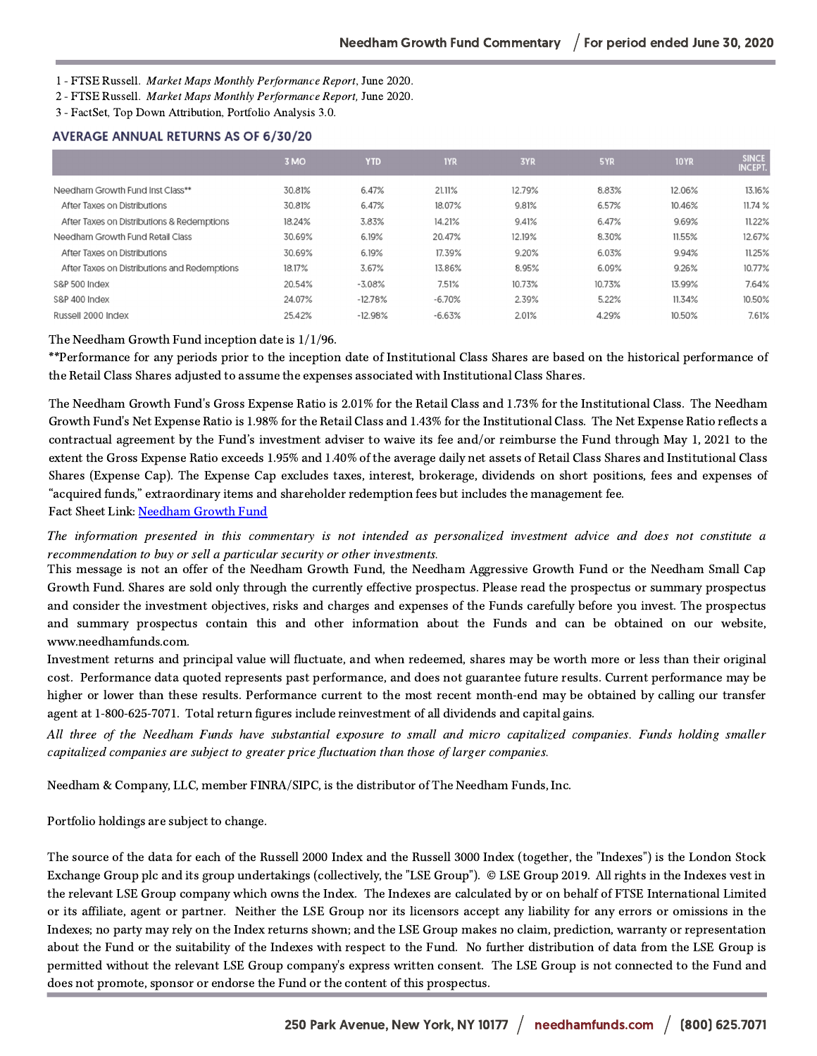1 - FTSE Russell. *Market Maps Monthly Performance Report*, June 2020.
2 - FTSE Russell. *Market Maps Monthly Performance Report,* June 2020.
3 - FactSet, Top Down Attribution, Portfolio Analysis 3.0.

## AVERAGE ANNUAL RETURNS AS OF 6/30/20

| | 3 MO | YTD | 1YR | 3YR | 5YR | 10YR | SINCE INCEPT. |
|---|---|---|---|---|---|---|---|
| Needham Growth Fund Inst Class** | 30.81% | 6.47% | 21.11% | 12.79% | 8.83% | 12.06% | 13.16% |
| After Taxes on Distributions | 30.81% | 6.47% | 18.07% | 9.81% | 6.57% | 10.46% | 11.74 % |
| After Taxes on Distributions & Redemptions | 18.24% | 3.83% | 14.21% | 9.41% | 6.47% | 9.69% | 11.22% |
| Needham Growth Fund Retail Class | 30.69% | 6.19% | 20.47% | 12.19% | 8.30% | 11.55% | 12.67% |
| After Taxes on Distributions | 30.69% | 6.19% | 17.39% | 9.20% | 6.03% | 9.94% | 11.25% |
| After Taxes on Distributions and Redemptions | 18.17% | 3.67% | 13.86% | 8.95% | 6.09% | 9.26% | 10.77% |
| S&P 500 Index | 20.54% | -3.08% | 7.51% | 10.73% | 10.73% | 13.99% | 7.64% |
| S&P 400 Index | 24.07% | -12.78% | -6.70% | 2.39% | 5.22% | 11.34% | 10.50% |
| Russell 2000 Index | 25.42% | -12.98% | -6.63% | 2.01% | 4.29% | 10.50% | 7.61% |

The Needham Growth Fund inception date is 1/1/96.
**Performance for any periods prior to the inception date of Institutional Class Shares are based on the historical performance of the Retail Class Shares adjusted to assume the expenses associated with Institutional Class Shares.

The Needham Growth Fund's Gross Expense Ratio is 2.01% for the Retail Class and 1.73% for the Institutional Class. The Needham Growth Fund's Net Expense Ratio is 1.98% for the Retail Class and 1.43% for the Institutional Class. The Net Expense Ratio reflects a contractual agreement by the Fund's investment adviser to waive its fee and/or reimburse the Fund through May 1, 2021 to the extent the Gross Expense Ratio exceeds 1.95% and 1.40% of the average daily net assets of Retail Class Shares and Institutional Class Shares (Expense Cap). The Expense Cap excludes taxes, interest, brokerage, dividends on short positions, fees and expenses of "acquired funds," extraordinary items and shareholder redemption fees but includes the management fee.
Fact Sheet Link: Needham Growth Fund

*The information presented in this commentary is not intended as personalized investment advice and does not constitute a recommendation to buy or sell a particular security or other investments.*
This message is not an offer of the Needham Growth Fund, the Needham Aggressive Growth Fund or the Needham Small Cap Growth Fund. Shares are sold only through the currently effective prospectus. Please read the prospectus or summary prospectus and consider the investment objectives, risks and charges and expenses of the Funds carefully before you invest. The prospectus and summary prospectus contain this and other information about the Funds and can be obtained on our website, www.needhamfunds.com.
Investment returns and principal value will fluctuate, and when redeemed, shares may be worth more or less than their original cost. Performance data quoted represents past performance, and does not guarantee future results. Current performance may be higher or lower than these results. Performance current to the most recent month-end may be obtained by calling our transfer agent at 1-800-625-7071. Total return figures include reinvestment of all dividends and capital gains.
*All three of the Needham Funds have substantial exposure to small and micro capitalized companies. Funds holding smaller capitalized companies are subject to greater price fluctuation than those of larger companies.*

Needham & Company, LLC, member FINRA/SIPC, is the distributor of The Needham Funds, Inc.

Portfolio holdings are subject to change.

The source of the data for each of the Russell 2000 Index and the Russell 3000 Index (together, the "Indexes") is the London Stock Exchange Group plc and its group undertakings (collectively, the "LSE Group"). © LSE Group 2019. All rights in the Indexes vest in the relevant LSE Group company which owns the Index. The Indexes are calculated by or on behalf of FTSE International Limited or its affiliate, agent or partner. Neither the LSE Group nor its licensors accept any liability for any errors or omissions in the Indexes; no party may rely on the Index returns shown; and the LSE Group makes no claim, prediction, warranty or representation about the Fund or the suitability of the Indexes with respect to the Fund. No further distribution of data from the LSE Group is permitted without the relevant LSE Group company's express written consent. The LSE Group is not connected to the Fund and does not promote, sponsor or endorse the Fund or the content of this prospectus.

250 Park Avenue, New York, NY 10177 / needhamfunds.com / (800) 625.7071